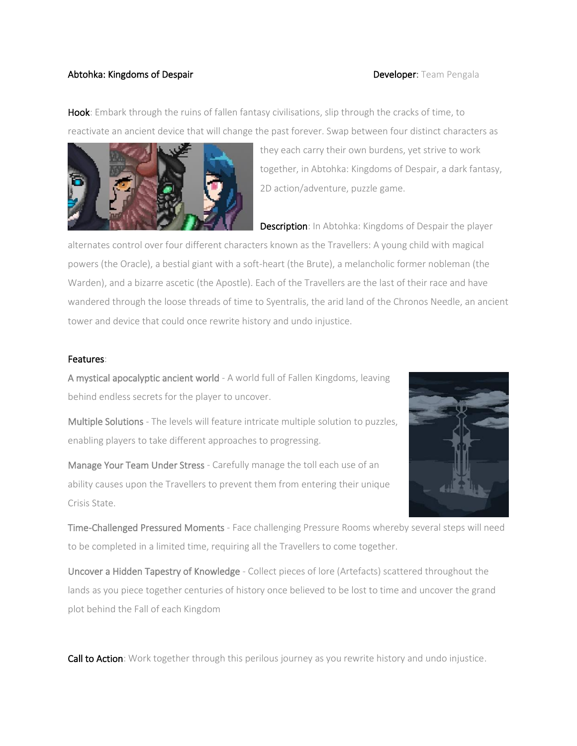**Abtohka: Kingdoms of Despair** **Developer**: Team Pengala

**Hook**: Embark through the ruins of fallen fantasy civilisations, slip through the cracks of time, to reactivate an ancient device that will change the past forever. Swap between four distinct characters as they each carry their own burdens, yet strive to work together, in Abtohka: Kingdoms of Despair, a dark fantasy, 2D action/adventure, puzzle game.

**Description**: In Abtohka: Kingdoms of Despair the player alternates control over four different characters known as the Travellers: A young child with magical powers (the Oracle), a bestial giant with a soft-heart (the Brute), a melancholic former nobleman (the Warden), and a bizarre ascetic (the Apostle). Each of the Travellers are the last of their race and have wandered through the loose threads of time to Syentralis, the arid land of the Chronos Needle, an ancient tower and device that could once rewrite history and undo injustice.

**Features**:

**A mystical apocalyptic ancient world** - A world full of Fallen Kingdoms, leaving behind endless secrets for the player to uncover.

**Multiple Solutions** - The levels will feature intricate multiple solution to puzzles, enabling players to take different approaches to progressing.

**Manage Your Team Under Stress** - Carefully manage the toll each use of an ability causes upon the Travellers to prevent them from entering their unique Crisis State.

**Time-Challenged Pressured Moments** - Face challenging Pressure Rooms whereby several steps will need to be completed in a limited time, requiring all the Travellers to come together.

**Uncover a Hidden Tapestry of Knowledge** - Collect pieces of lore (Artefacts) scattered throughout the lands as you piece together centuries of history once believed to be lost to time and uncover the grand plot behind the Fall of each Kingdom

**Call to Action**: Work together through this perilous journey as you rewrite history and undo injustice.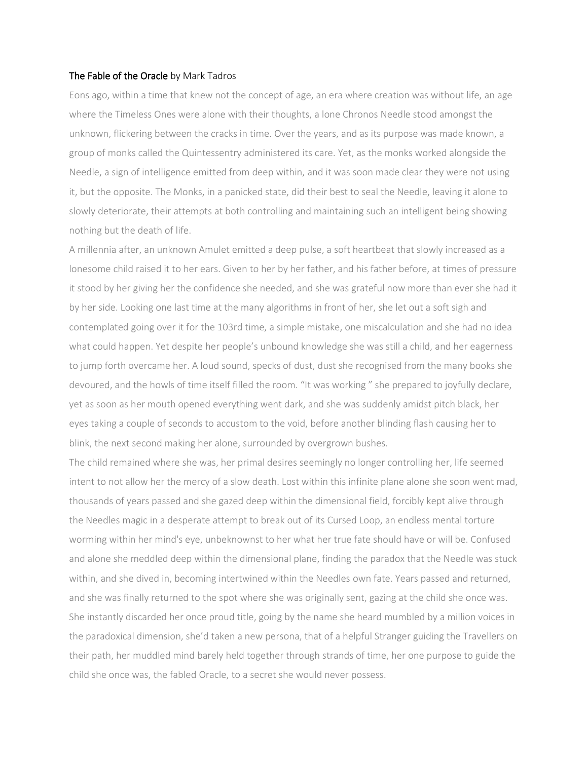The Fable of the Oracle by Mark Tadros

Eons ago, within a time that knew not the concept of age, an era where creation was without life, an age where the Timeless Ones were alone with their thoughts, a lone Chronos Needle stood amongst the unknown, flickering between the cracks in time. Over the years, and as its purpose was made known, a group of monks called the Quintessentry administered its care. Yet, as the monks worked alongside the Needle, a sign of intelligence emitted from deep within, and it was soon made clear they were not using it, but the opposite. The Monks, in a panicked state, did their best to seal the Needle, leaving it alone to slowly deteriorate, their attempts at both controlling and maintaining such an intelligent being showing nothing but the death of life.

A millennia after, an unknown Amulet emitted a deep pulse, a soft heartbeat that slowly increased as a lonesome child raised it to her ears. Given to her by her father, and his father before, at times of pressure it stood by her giving her the confidence she needed, and she was grateful now more than ever she had it by her side. Looking one last time at the many algorithms in front of her, she let out a soft sigh and contemplated going over it for the 103rd time, a simple mistake, one miscalculation and she had no idea what could happen. Yet despite her people's unbound knowledge she was still a child, and her eagerness to jump forth overcame her. A loud sound, specks of dust, dust she recognised from the many books she devoured, and the howls of time itself filled the room. "It was working " she prepared to joyfully declare, yet as soon as her mouth opened everything went dark, and she was suddenly amidst pitch black, her eyes taking a couple of seconds to accustom to the void, before another blinding flash causing her to blink, the next second making her alone, surrounded by overgrown bushes.

The child remained where she was, her primal desires seemingly no longer controlling her, life seemed intent to not allow her the mercy of a slow death. Lost within this infinite plane alone she soon went mad, thousands of years passed and she gazed deep within the dimensional field, forcibly kept alive through the Needles magic in a desperate attempt to break out of its Cursed Loop, an endless mental torture worming within her mind's eye, unbeknownst to her what her true fate should have or will be. Confused and alone she meddled deep within the dimensional plane, finding the paradox that the Needle was stuck within, and she dived in, becoming intertwined within the Needles own fate. Years passed and returned, and she was finally returned to the spot where she was originally sent, gazing at the child she once was. She instantly discarded her once proud title, going by the name she heard mumbled by a million voices in the paradoxical dimension, she'd taken a new persona, that of a helpful Stranger guiding the Travellers on their path, her muddled mind barely held together through strands of time, her one purpose to guide the child she once was, the fabled Oracle, to a secret she would never possess.